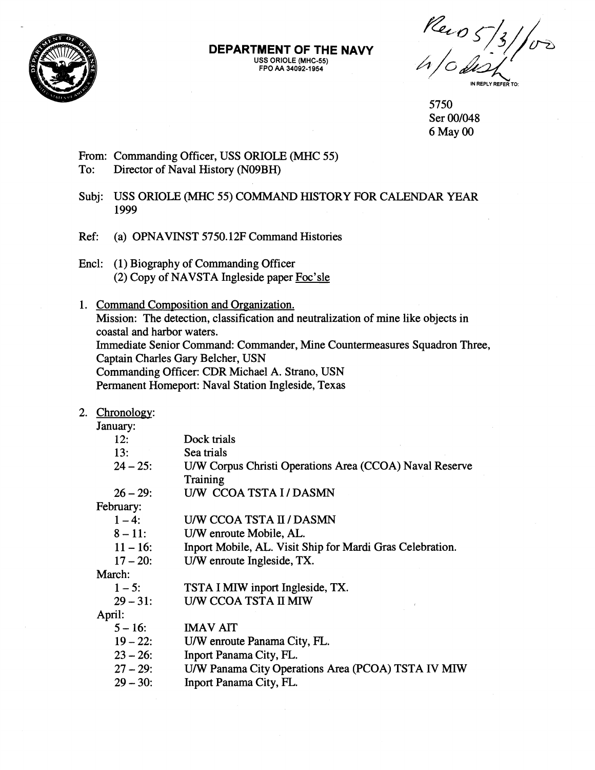**DEPARTMENT OF THE NAVY**
USS ORIOLE (MHC-55)
FPO AA 34092-1954

Rec'd 5/31/00
4/0 dist

IN REPLY REFER TO:

5750
Ser 00/048
6 May 00

From: Commanding Officer, USS ORIOLE (MHC 55)
To: Director of Naval History (N09BH)

Subj: USS ORIOLE (MHC 55) COMMAND HISTORY FOR CALENDAR YEAR 1999

Ref: (a) OPNAVINST 5750.12F Command Histories

Encl: (1) Biography of Commanding Officer
(2) Copy of NAVSTA Ingleside paper Foc'sle

1. Command Composition and Organization.
Mission: The detection, classification and neutralization of mine like objects in coastal and harbor waters.
Immediate Senior Command: Commander, Mine Countermeasures Squadron Three, Captain Charles Gary Belcher, USN
Commanding Officer: CDR Michael A. Strano, USN
Permanent Homeport: Naval Station Ingleside, Texas

2. Chronology:

January:

| | |
|---|---|
| 12: | Dock trials |
| 13: | Sea trials |
| 24 – 25: | U/W Corpus Christi Operations Area (CCOA) Naval Reserve Training |
| 26 – 29: | U/W CCOA TSTA I / DASMN |

February:

| | |
|---|---|
| 1 – 4: | U/W CCOA TSTA II / DASMN |
| 8 – 11: | U/W enroute Mobile, AL. |
| 11 – 16: | Inport Mobile, AL. Visit Ship for Mardi Gras Celebration. |
| 17 – 20: | U/W enroute Ingleside, TX. |

March:

| | |
|---|---|
| 1 – 5: | TSTA I MIW inport Ingleside, TX. |
| 29 – 31: | U/W CCOA TSTA II MIW |

April:

| | |
|---|---|
| 5 – 16: | IMAV AIT |
| 19 – 22: | U/W enroute Panama City, FL. |
| 23 – 26: | Inport Panama City, FL. |
| 27 – 29: | U/W Panama City Operations Area (PCOA) TSTA IV MIW |
| 29 – 30: | Inport Panama City, FL. |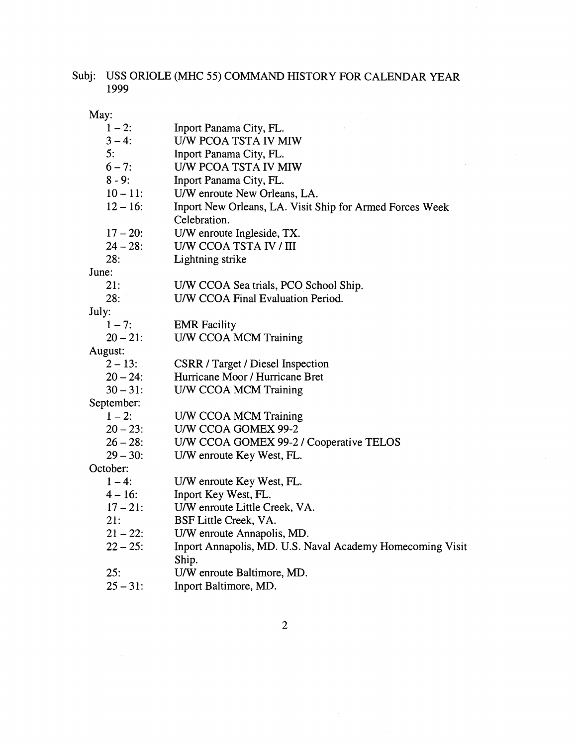Subj: USS ORIOLE (MHC 55) COMMAND HISTORY FOR CALENDAR YEAR 1999

May:

| | |
|---|---|
| 1 – 2: | Inport Panama City, FL. |
| 3 – 4: | U/W PCOA TSTA IV MIW |
| 5: | Inport Panama City, FL. |
| 6 – 7: | U/W PCOA TSTA IV MIW |
| 8 - 9: | Inport Panama City, FL. |
| 10 – 11: | U/W enroute New Orleans, LA. |
| 12 – 16: | Inport New Orleans, LA. Visit Ship for Armed Forces Week Celebration. |
| 17 – 20: | U/W enroute Ingleside, TX. |
| 24 – 28: | U/W CCOA TSTA IV / III |
| 28: | Lightning strike |

June:

| | |
|---|---|
| 21: | U/W CCOA Sea trials, PCO School Ship. |
| 28: | U/W CCOA Final Evaluation Period. |

July:

| | |
|---|---|
| 1 – 7: | EMR Facility |
| 20 – 21: | U/W CCOA MCM Training |

August:

| | |
|---|---|
| 2 – 13: | CSRR / Target / Diesel Inspection |
| 20 – 24: | Hurricane Moor / Hurricane Bret |
| 30 – 31: | U/W CCOA MCM Training |

September:

| | |
|---|---|
| 1 – 2: | U/W CCOA MCM Training |
| 20 – 23: | U/W CCOA GOMEX 99-2 |
| 26 – 28: | U/W CCOA GOMEX 99-2 / Cooperative TELOS |
| 29 – 30: | U/W enroute Key West, FL. |

October:

| | |
|---|---|
| 1 – 4: | U/W enroute Key West, FL. |
| 4 – 16: | Inport Key West, FL. |
| 17 – 21: | U/W enroute Little Creek, VA. |
| 21: | BSF Little Creek, VA. |
| 21 – 22: | U/W enroute Annapolis, MD. |
| 22 – 25: | Inport Annapolis, MD. U.S. Naval Academy Homecoming Visit Ship. |
| 25: | U/W enroute Baltimore, MD. |
| 25 – 31: | Inport Baltimore, MD. |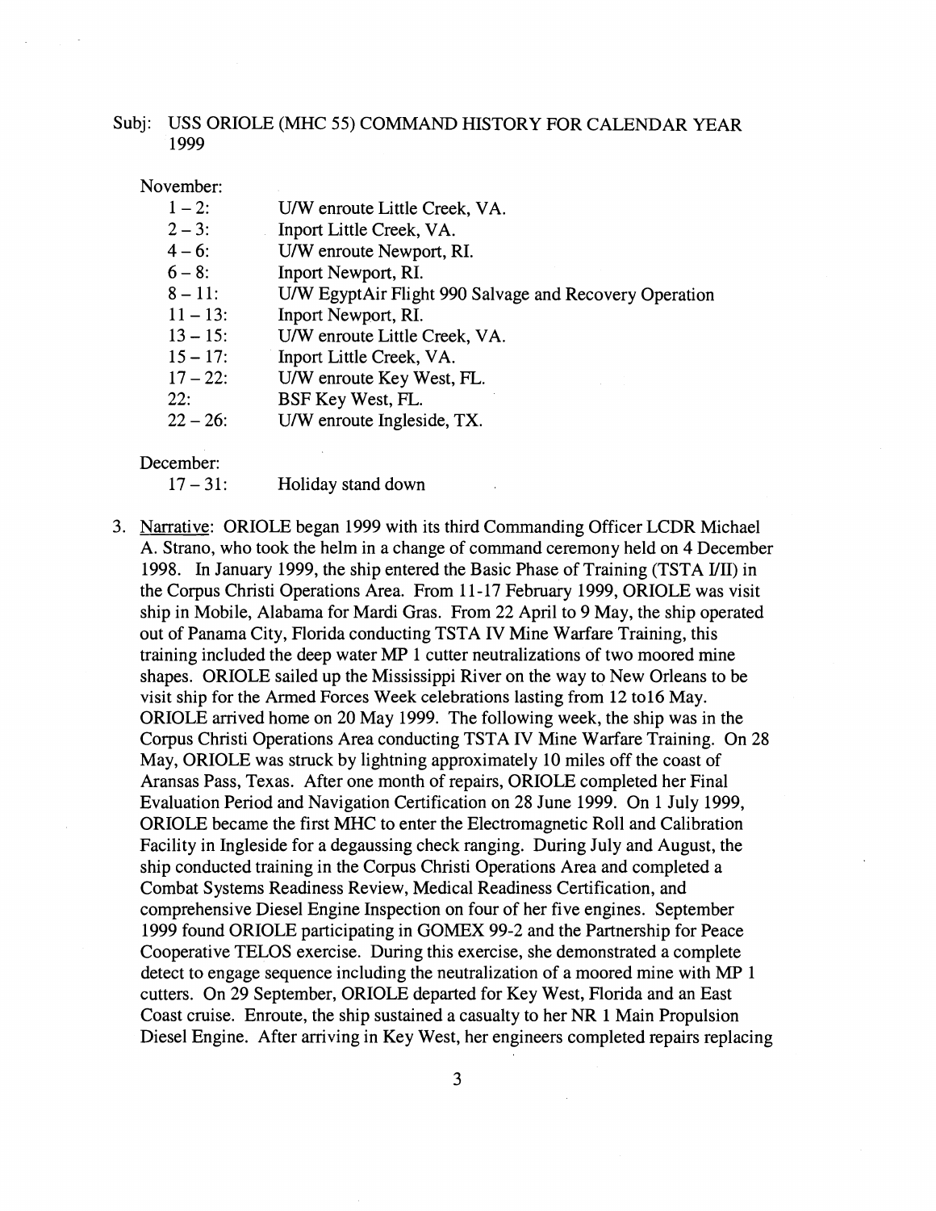Subj: USS ORIOLE (MHC 55) COMMAND HISTORY FOR CALENDAR YEAR 1999

November:

| | |
|---|---|
| 1 – 2: | U/W enroute Little Creek, VA. |
| 2 – 3: | Inport Little Creek, VA. |
| 4 – 6: | U/W enroute Newport, RI. |
| 6 – 8: | Inport Newport, RI. |
| 8 – 11: | U/W EgyptAir Flight 990 Salvage and Recovery Operation |
| 11 – 13: | Inport Newport, RI. |
| 13 – 15: | U/W enroute Little Creek, VA. |
| 15 – 17: | Inport Little Creek, VA. |
| 17 – 22: | U/W enroute Key West, FL. |
| 22: | BSF Key West, FL. |
| 22 – 26: | U/W enroute Ingleside, TX. |

December:

| | |
|---|---|
| 17 – 31: | Holiday stand down |

3. Narrative: ORIOLE began 1999 with its third Commanding Officer LCDR Michael A. Strano, who took the helm in a change of command ceremony held on 4 December 1998. In January 1999, the ship entered the Basic Phase of Training (TSTA I/II) in the Corpus Christi Operations Area. From 11-17 February 1999, ORIOLE was visit ship in Mobile, Alabama for Mardi Gras. From 22 April to 9 May, the ship operated out of Panama City, Florida conducting TSTA IV Mine Warfare Training, this training included the deep water MP 1 cutter neutralizations of two moored mine shapes. ORIOLE sailed up the Mississippi River on the way to New Orleans to be visit ship for the Armed Forces Week celebrations lasting from 12 to16 May. ORIOLE arrived home on 20 May 1999. The following week, the ship was in the Corpus Christi Operations Area conducting TSTA IV Mine Warfare Training. On 28 May, ORIOLE was struck by lightning approximately 10 miles off the coast of Aransas Pass, Texas. After one month of repairs, ORIOLE completed her Final Evaluation Period and Navigation Certification on 28 June 1999. On 1 July 1999, ORIOLE became the first MHC to enter the Electromagnetic Roll and Calibration Facility in Ingleside for a degaussing check ranging. During July and August, the ship conducted training in the Corpus Christi Operations Area and completed a Combat Systems Readiness Review, Medical Readiness Certification, and comprehensive Diesel Engine Inspection on four of her five engines. September 1999 found ORIOLE participating in GOMEX 99-2 and the Partnership for Peace Cooperative TELOS exercise. During this exercise, she demonstrated a complete detect to engage sequence including the neutralization of a moored mine with MP 1 cutters. On 29 September, ORIOLE departed for Key West, Florida and an East Coast cruise. Enroute, the ship sustained a casualty to her NR 1 Main Propulsion Diesel Engine. After arriving in Key West, her engineers completed repairs replacing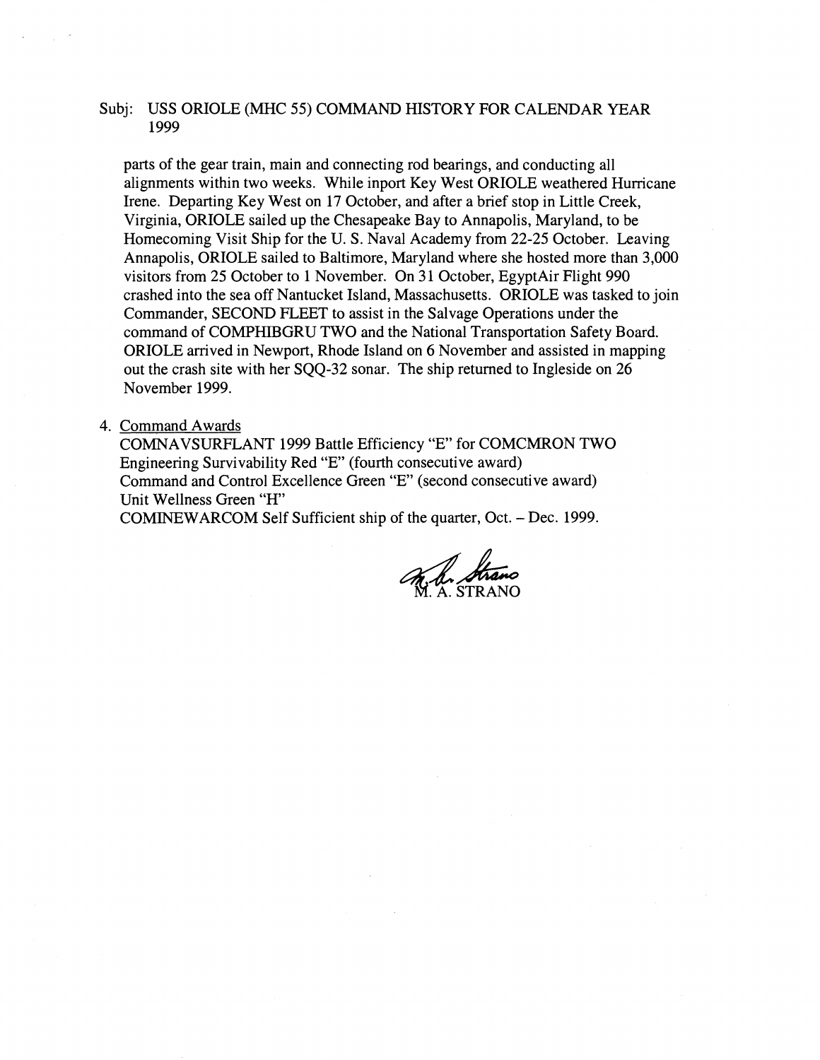Subj: USS ORIOLE (MHC 55) COMMAND HISTORY FOR CALENDAR YEAR 1999

parts of the gear train, main and connecting rod bearings, and conducting all alignments within two weeks. While inport Key West ORIOLE weathered Hurricane Irene. Departing Key West on 17 October, and after a brief stop in Little Creek, Virginia, ORIOLE sailed up the Chesapeake Bay to Annapolis, Maryland, to be Homecoming Visit Ship for the U. S. Naval Academy from 22-25 October. Leaving Annapolis, ORIOLE sailed to Baltimore, Maryland where she hosted more than 3,000 visitors from 25 October to 1 November. On 31 October, EgyptAir Flight 990 crashed into the sea off Nantucket Island, Massachusetts. ORIOLE was tasked to join Commander, SECOND FLEET to assist in the Salvage Operations under the command of COMPHIBGRU TWO and the National Transportation Safety Board. ORIOLE arrived in Newport, Rhode Island on 6 November and assisted in mapping out the crash site with her SQQ-32 sonar. The ship returned to Ingleside on 26 November 1999.

4. Command Awards

COMNAVSURFLANT 1999 Battle Efficiency "E" for COMCMRON TWO
Engineering Survivability Red "E" (fourth consecutive award)
Command and Control Excellence Green "E" (second consecutive award)
Unit Wellness Green "H"
COMINEWARCOM Self Sufficient ship of the quarter, Oct. – Dec. 1999.

M. A. STRANO